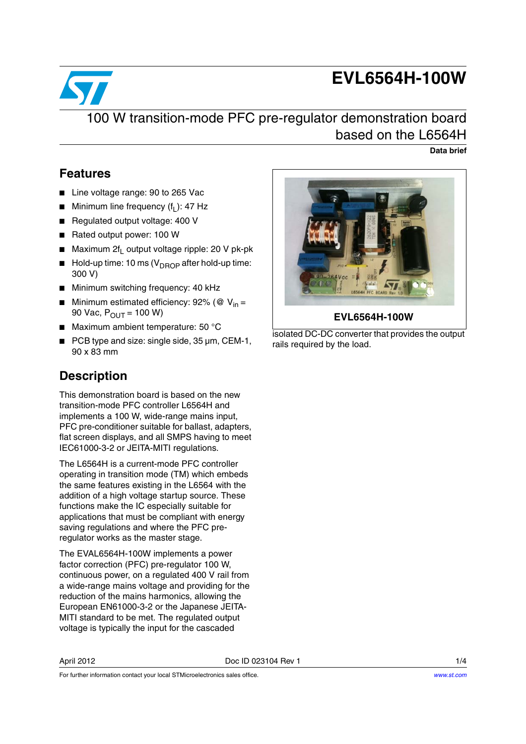# EVL6564H-100W

## 100 W transition-mode PFC pre-regulator demonstration board based on the L6564H

**Data brief**

## Features

- Line voltage range: 90 to 265 Vac
- Minimum line frequency ($f_L$): 47 Hz
- Regulated output voltage: 400 V
- Rated output power: 100 W
- Maximum $2f_L$ output voltage ripple: 20 V pk-pk
- Hold-up time: 10 ms ($V_{DROP}$ after hold-up time: 300 V)
- Minimum switching frequency: 40 kHz
- Minimum estimated efficiency: 92% (@ $V_{in}$ = 90 Vac, $P_{OUT}$ = 100 W)
- Maximum ambient temperature: 50 °C
- PCB type and size: single side, 35 µm, CEM-1, 90 x 83 mm

EVL6564H-100W

## Description

This demonstration board is based on the new transition-mode PFC controller L6564H and implements a 100 W, wide-range mains input, PFC pre-conditioner suitable for ballast, adapters, flat screen displays, and all SMPS having to meet IEC61000-3-2 or JEITA-MITI regulations.

The L6564H is a current-mode PFC controller operating in transition mode (TM) which embeds the same features existing in the L6564 with the addition of a high voltage startup source. These functions make the IC especially suitable for applications that must be compliant with energy saving regulations and where the PFC pre-regulator works as the master stage.

The EVAL6564H-100W implements a power factor correction (PFC) pre-regulator 100 W, continuous power, on a regulated 400 V rail from a wide-range mains voltage and providing for the reduction of the mains harmonics, allowing the European EN61000-3-2 or the Japanese JEITA-MITI standard to be met. The regulated output voltage is typically the input for the cascaded isolated DC-DC converter that provides the output rails required by the load.

April 2012 Doc ID 023104 Rev 1

For further information contact your local STMicroelectronics sales office. www.st.com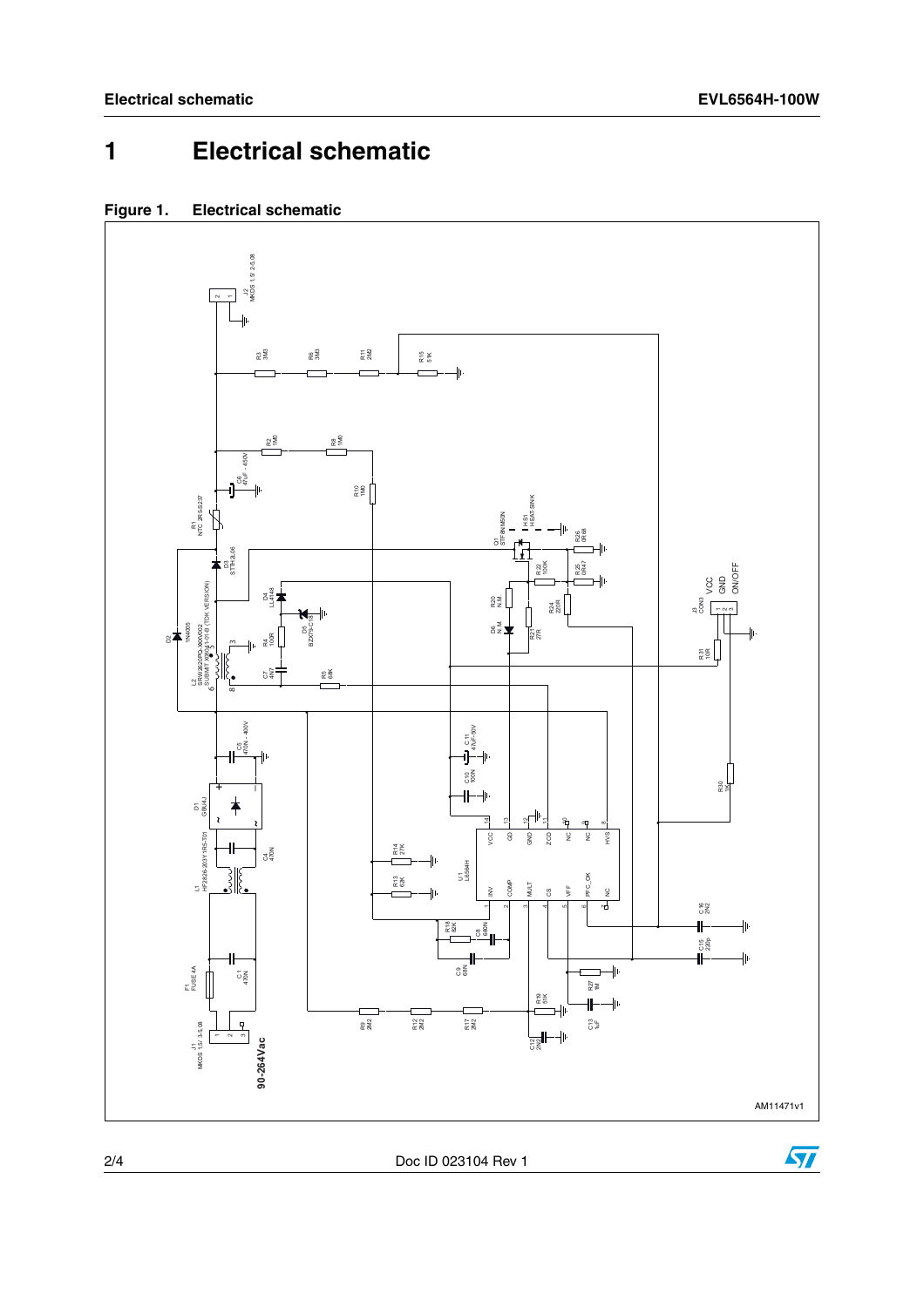# 1 Electrical schematic

**Figure 1. Electrical schematic**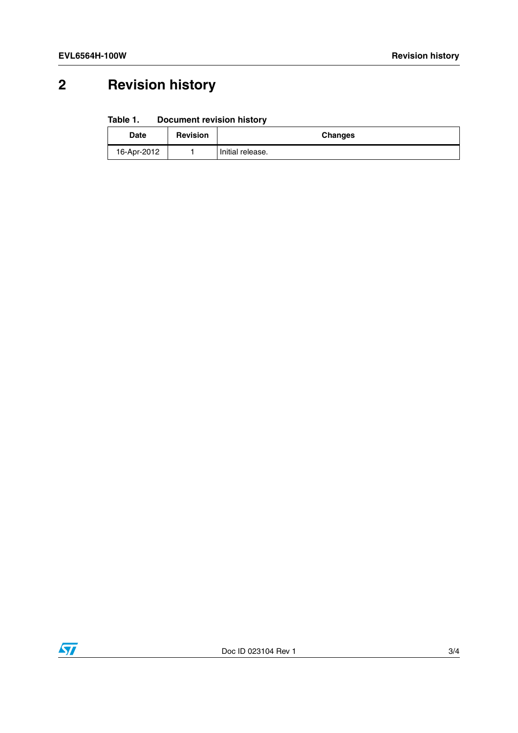# 2 Revision history

**Table 1. Document revision history**

| Date | Revision | Changes |
|---|---|---|
| 16-Apr-2012 | 1 | Initial release. |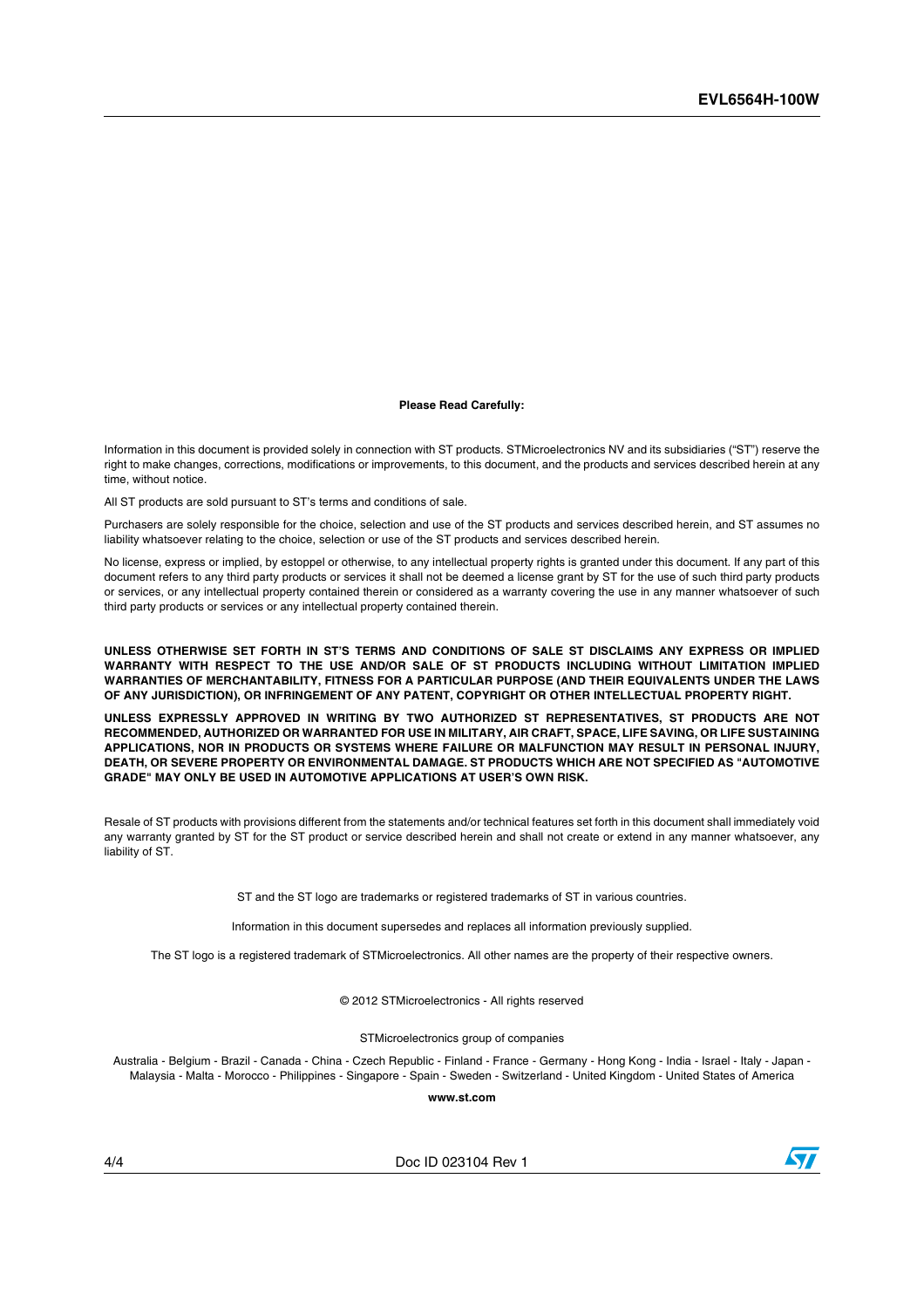**Please Read Carefully:**

Information in this document is provided solely in connection with ST products. STMicroelectronics NV and its subsidiaries ("ST") reserve the right to make changes, corrections, modifications or improvements, to this document, and the products and services described herein at any time, without notice.

All ST products are sold pursuant to ST's terms and conditions of sale.

Purchasers are solely responsible for the choice, selection and use of the ST products and services described herein, and ST assumes no liability whatsoever relating to the choice, selection or use of the ST products and services described herein.

No license, express or implied, by estoppel or otherwise, to any intellectual property rights is granted under this document. If any part of this document refers to any third party products or services it shall not be deemed a license grant by ST for the use of such third party products or services, or any intellectual property contained therein or considered as a warranty covering the use in any manner whatsoever of such third party products or services or any intellectual property contained therein.

**UNLESS OTHERWISE SET FORTH IN ST'S TERMS AND CONDITIONS OF SALE ST DISCLAIMS ANY EXPRESS OR IMPLIED WARRANTY WITH RESPECT TO THE USE AND/OR SALE OF ST PRODUCTS INCLUDING WITHOUT LIMITATION IMPLIED WARRANTIES OF MERCHANTABILITY, FITNESS FOR A PARTICULAR PURPOSE (AND THEIR EQUIVALENTS UNDER THE LAWS OF ANY JURISDICTION), OR INFRINGEMENT OF ANY PATENT, COPYRIGHT OR OTHER INTELLECTUAL PROPERTY RIGHT.**

**UNLESS EXPRESSLY APPROVED IN WRITING BY TWO AUTHORIZED ST REPRESENTATIVES, ST PRODUCTS ARE NOT RECOMMENDED, AUTHORIZED OR WARRANTED FOR USE IN MILITARY, AIR CRAFT, SPACE, LIFE SAVING, OR LIFE SUSTAINING APPLICATIONS, NOR IN PRODUCTS OR SYSTEMS WHERE FAILURE OR MALFUNCTION MAY RESULT IN PERSONAL INJURY, DEATH, OR SEVERE PROPERTY OR ENVIRONMENTAL DAMAGE. ST PRODUCTS WHICH ARE NOT SPECIFIED AS "AUTOMOTIVE GRADE" MAY ONLY BE USED IN AUTOMOTIVE APPLICATIONS AT USER'S OWN RISK.**

Resale of ST products with provisions different from the statements and/or technical features set forth in this document shall immediately void any warranty granted by ST for the ST product or service described herein and shall not create or extend in any manner whatsoever, any liability of ST.

ST and the ST logo are trademarks or registered trademarks of ST in various countries.

Information in this document supersedes and replaces all information previously supplied.

The ST logo is a registered trademark of STMicroelectronics. All other names are the property of their respective owners.

© 2012 STMicroelectronics - All rights reserved

STMicroelectronics group of companies

Australia - Belgium - Brazil - Canada - China - Czech Republic - Finland - France - Germany - Hong Kong - India - Israel - Italy - Japan - Malaysia - Malta - Morocco - Philippines - Singapore - Spain - Sweden - Switzerland - United Kingdom - United States of America

**www.st.com**